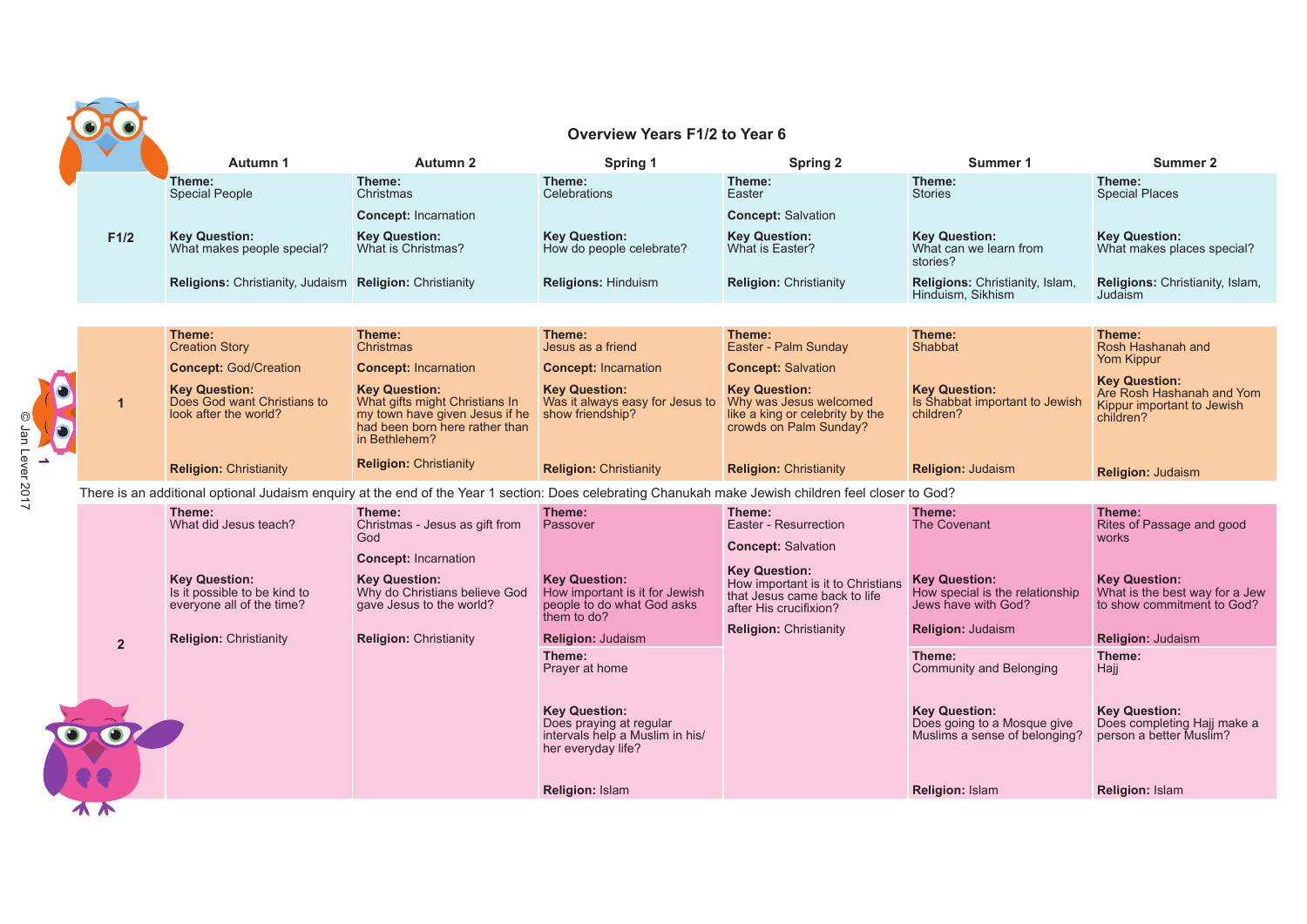# Overview Years F1/2 to Year 6

| | Autumn 1 | Autumn 2 | Spring 1 | Spring 2 | Summer 1 | Summer 2 |
|---|---|---|---|---|---|---|
| **F1/2** | **Theme:** Special People<br><br>**Key Question:** What makes people special?<br><br>**Religions:** Christianity, Judaism | **Theme:** Christmas<br><br>**Concept:** Incarnation<br><br>**Key Question:** What is Christmas?<br><br>**Religion:** Christianity | **Theme:** Celebrations<br><br>**Key Question:** How do people celebrate?<br><br>**Religions:** Hinduism | **Theme:** Easter<br><br>**Concept:** Salvation<br><br>**Key Question:** What is Easter?<br><br>**Religion:** Christianity | **Theme:** Stories<br><br>**Key Question:** What can we learn from stories?<br><br>**Religions:** Christianity, Islam, Hinduism, Sikhism | **Theme:** Special Places<br><br>**Key Question:** What makes places special?<br><br>**Religions:** Christianity, Islam, Judaism |
| **1** | **Theme:** Creation Story<br><br>**Concept:** God/Creation<br><br>**Key Question:** Does God want Christians to look after the world?<br><br>**Religion:** Christianity | **Theme:** Christmas<br><br>**Concept:** Incarnation<br><br>**Key Question:** What gifts might Christians In my town have given Jesus if he had been born here rather than in Bethlehem?<br><br>**Religion:** Christianity | **Theme:** Jesus as a friend<br><br>**Concept:** Incarnation<br><br>**Key Question:** Was it always easy for Jesus to show friendship?<br><br>**Religion:** Christianity | **Theme:** Easter - Palm Sunday<br><br>**Concept:** Salvation<br><br>**Key Question:** Why was Jesus welcomed like a king or celebrity by the crowds on Palm Sunday?<br><br>**Religion:** Christianity | **Theme:** Shabbat<br><br>**Key Question:** Is Shabbat important to Jewish children?<br><br>**Religion:** Judaism | **Theme:** Rosh Hashanah and Yom Kippur<br><br>**Key Question:** Are Rosh Hashanah and Yom Kippur important to Jewish children?<br><br>**Religion:** Judaism |
| There is an additional optional Judaism enquiry at the end of the Year 1 section: Does celebrating Chanukah make Jewish children feel closer to God? | | | | | | |
| **2** | **Theme:** What did Jesus teach?<br><br>**Key Question:** Is it possible to be kind to everyone all of the time?<br><br>**Religion:** Christianity | **Theme:** Christmas - Jesus as gift from God<br><br>**Concept:** Incarnation<br><br>**Key Question:** Why do Christians believe God gave Jesus to the world?<br><br>**Religion:** Christianity | **Theme:** Passover<br><br>**Key Question:** How important is it for Jewish people to do what God asks them to do?<br><br>**Religion:** Judaism<br><br>**Theme:** Prayer at home<br><br>**Key Question:** Does praying at regular intervals help a Muslim in his/her everyday life?<br><br>**Religion:** Islam | **Theme:** Easter - Resurrection<br><br>**Concept:** Salvation<br><br>**Key Question:** How important is it to Christians that Jesus came back to life after His crucifixion?<br><br>**Religion:** Christianity | **Theme:** The Covenant<br><br>**Key Question:** How special is the relationship Jews have with God?<br><br>**Religion:** Judaism<br><br>**Theme:** Community and Belonging<br><br>**Key Question:** Does going to a Mosque give Muslims a sense of belonging?<br><br>**Religion:** Islam | **Theme:** Rites of Passage and good works<br><br>**Key Question:** What is the best way for a Jew to show commitment to God?<br><br>**Religion:** Judaism<br><br>**Theme:** Hajj<br><br>**Key Question:** Does completing Hajj make a person a better Muslim?<br><br>**Religion:** Islam |

© Jan Lever 2017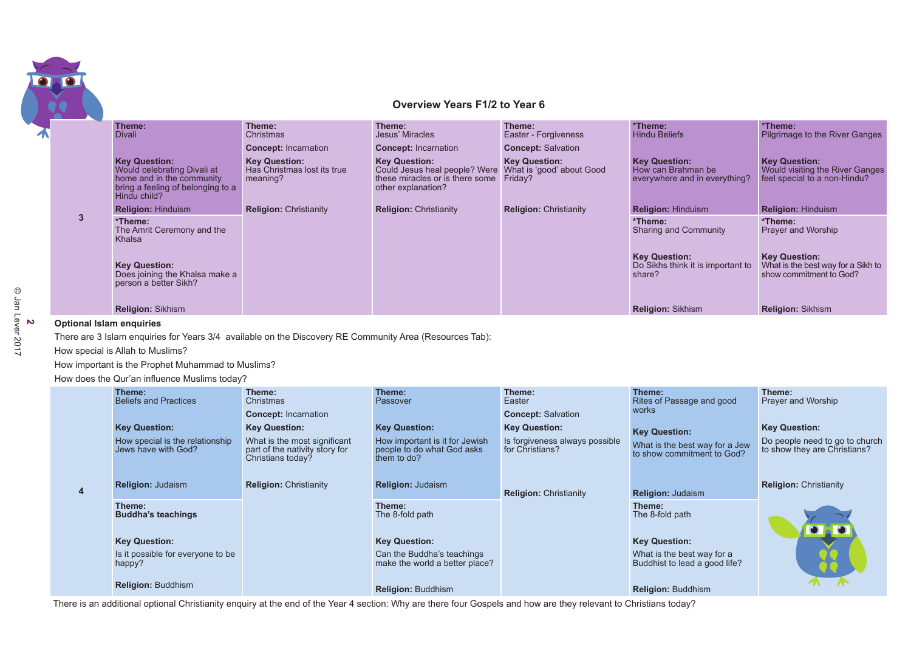## Overview Years F1/2 to Year 6

| Year | | | | | | |
|---|---|---|---|---|---|---|
| 3 | **Theme:** Divali<br><br>**Key Question:** Would celebrating Divali at home and in the community bring a feeling of belonging to a Hindu child?<br><br>**Religion:** Hinduism | **Theme:** Christmas<br>**Concept:** Incarnation<br><br>**Key Question:** Has Christmas lost its true meaning?<br><br>**Religion:** Christianity | **Theme:** Jesus' Miracles<br>**Concept:** Incarnation<br><br>**Key Question:** Could Jesus heal people? Were these miracles or is there some other explanation?<br><br>**Religion:** Christianity | **Theme:** Easter - Forgiveness<br>**Concept:** Salvation<br><br>**Key Question:** What is 'good' about Good Friday?<br><br>**Religion:** Christianity | ***Theme:** Hindu Beliefs<br><br>**Key Question:** How can Brahman be everywhere and in everything?<br><br>**Religion:** Hinduism | ***Theme:** Pilgrimage to the River Ganges<br><br>**Key Question:** Would visiting the River Ganges feel special to a non-Hindu?<br><br>**Religion:** Hinduism |
| | ***Theme:** The Amrit Ceremony and the Khalsa<br><br>**Key Question:** Does joining the Khalsa make a person a better Sikh?<br><br>**Religion:** Sikhism | | | | ***Theme:** Sharing and Community<br><br>**Key Question:** Do Sikhs think it is important to share?<br><br>**Religion:** Sikhism | ***Theme:** Prayer and Worship<br><br>**Key Question:** What is the best way for a Sikh to show commitment to God?<br><br>**Religion:** Sikhism |

**Optional Islam enquiries**

There are 3 Islam enquiries for Years 3/4 available on the Discovery RE Community Area (Resources Tab):

How special is Allah to Muslims?

How important is the Prophet Muhammad to Muslims?

How does the Qur'an influence Muslims today?

| Year | | | | | | |
|---|---|---|---|---|---|---|
| 4 | **Theme:** Beliefs and Practices<br><br>**Key Question:** How special is the relationship Jews have with God?<br><br>**Religion:** Judaism | **Theme:** Christmas<br>**Concept:** Incarnation<br><br>**Key Question:** What is the most significant part of the nativity story for Christians today?<br><br>**Religion:** Christianity | **Theme:** Passover<br><br>**Key Question:** How important is it for Jewish people to do what God asks them to do?<br><br>**Religion:** Judaism | **Theme:** Easter<br>**Concept:** Salvation<br><br>**Key Question:** Is forgiveness always possible for Christians?<br><br>**Religion:** Christianity | **Theme:** Rites of Passage and good works<br><br>**Key Question:** What is the best way for a Jew to show commitment to God?<br><br>**Religion:** Judaism | **Theme:** Prayer and Worship<br><br>**Key Question:** Do people need to go to church to show they are Christians?<br><br>**Religion:** Christianity |
| | **Theme:** **Buddha's teachings**<br><br>**Key Question:** Is it possible for everyone to be happy?<br><br>**Religion:** Buddhism | | **Theme:** The 8-fold path<br><br>**Key Question:** Can the Buddha's teachings make the world a better place?<br><br>**Religion:** Buddhism | | **Theme:** The 8-fold path<br><br>**Key Question:** What is the best way for a Buddhist to lead a good life?<br><br>**Religion:** Buddhism | |

There is an additional optional Christianity enquiry at the end of the Year 4 section: Why are there four Gospels and how are they relevant to Christians today?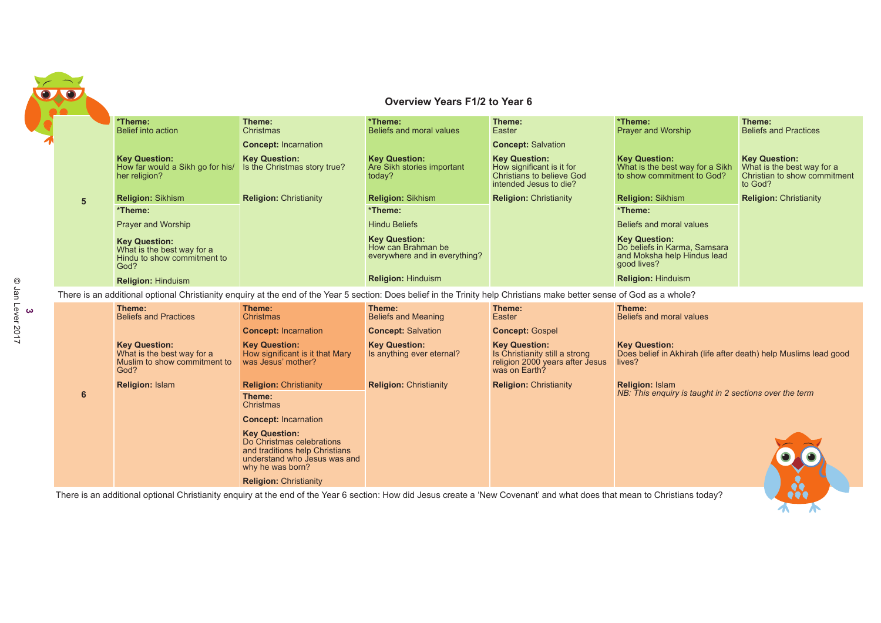## Overview Years F1/2 to Year 6

| | | | | | | |
|---|---|---|---|---|---|---|
| **5** | ***Theme:** Belief into action<br><br>**Key Question:** How far would a Sikh go for his/her religion?<br><br>**Religion:** Sikhism | **Theme:** Christmas<br><br>**Concept:** Incarnation<br><br>**Key Question:** Is the Christmas story true?<br><br>**Religion:** Christianity | ***Theme:** Beliefs and moral values<br><br>**Key Question:** Are Sikh stories important today?<br><br>**Religion:** Sikhism | **Theme:** Easter<br><br>**Concept:** Salvation<br><br>**Key Question:** How significant is it for Christians to believe God intended Jesus to die?<br><br>**Religion:** Christianity | ***Theme:** Prayer and Worship<br><br>**Key Question:** What is the best way for a Sikh to show commitment to God?<br><br>**Religion:** Sikhism | **Theme:** Beliefs and Practices<br><br>**Key Question:** What is the best way for a Christian to show commitment to God?<br><br>**Religion:** Christianity |
| | ***Theme:** Prayer and Worship<br><br>**Key Question:** What is the best way for a Hindu to show commitment to God?<br><br>**Religion:** Hinduism | | ***Theme:** Hindu Beliefs<br><br>**Key Question:** How can Brahman be everywhere and in everything?<br><br>**Religion:** Hinduism | | ***Theme:** Beliefs and moral values<br><br>**Key Question:** Do beliefs in Karma, Samsara and Moksha help Hindus lead good lives?<br><br>**Religion:** Hinduism | |

There is an additional optional Christianity enquiry at the end of the Year 5 section: Does belief in the Trinity help Christians make better sense of God as a whole?

| | | | | | |
|---|---|---|---|---|---|
| **6** | **Theme:** Beliefs and Practices<br><br>**Key Question:** What is the best way for a Muslim to show commitment to God?<br><br>**Religion:** Islam | **Theme:** Christmas<br><br>**Concept:** Incarnation<br><br>**Key Question:** How significant is it that Mary was Jesus' mother?<br><br>**Religion:** Christianity | **Theme:** Beliefs and Meaning<br><br>**Concept:** Salvation<br><br>**Key Question:** Is anything ever eternal?<br><br>**Religion:** Christianity | **Theme:** Easter<br><br>**Concept:** Gospel<br><br>**Key Question:** Is Christianity still a strong religion 2000 years after Jesus was on Earth?<br><br>**Religion:** Christianity | **Theme:** Beliefs and moral values<br><br>**Key Question:** Does belief in Akhirah (life after death) help Muslims lead good lives?<br><br>**Religion:** Islam<br>*NB: This enquiry is taught in 2 sections over the term* |
| | | **Theme:** Christmas<br><br>**Concept:** Incarnation<br><br>**Key Question:** Do Christmas celebrations and traditions help Christians understand who Jesus was and why he was born?<br><br>**Religion:** Christianity | | | |

There is an additional optional Christianity enquiry at the end of the Year 6 section: How did Jesus create a 'New Covenant' and what does that mean to Christians today?

© Jan Lever 2017